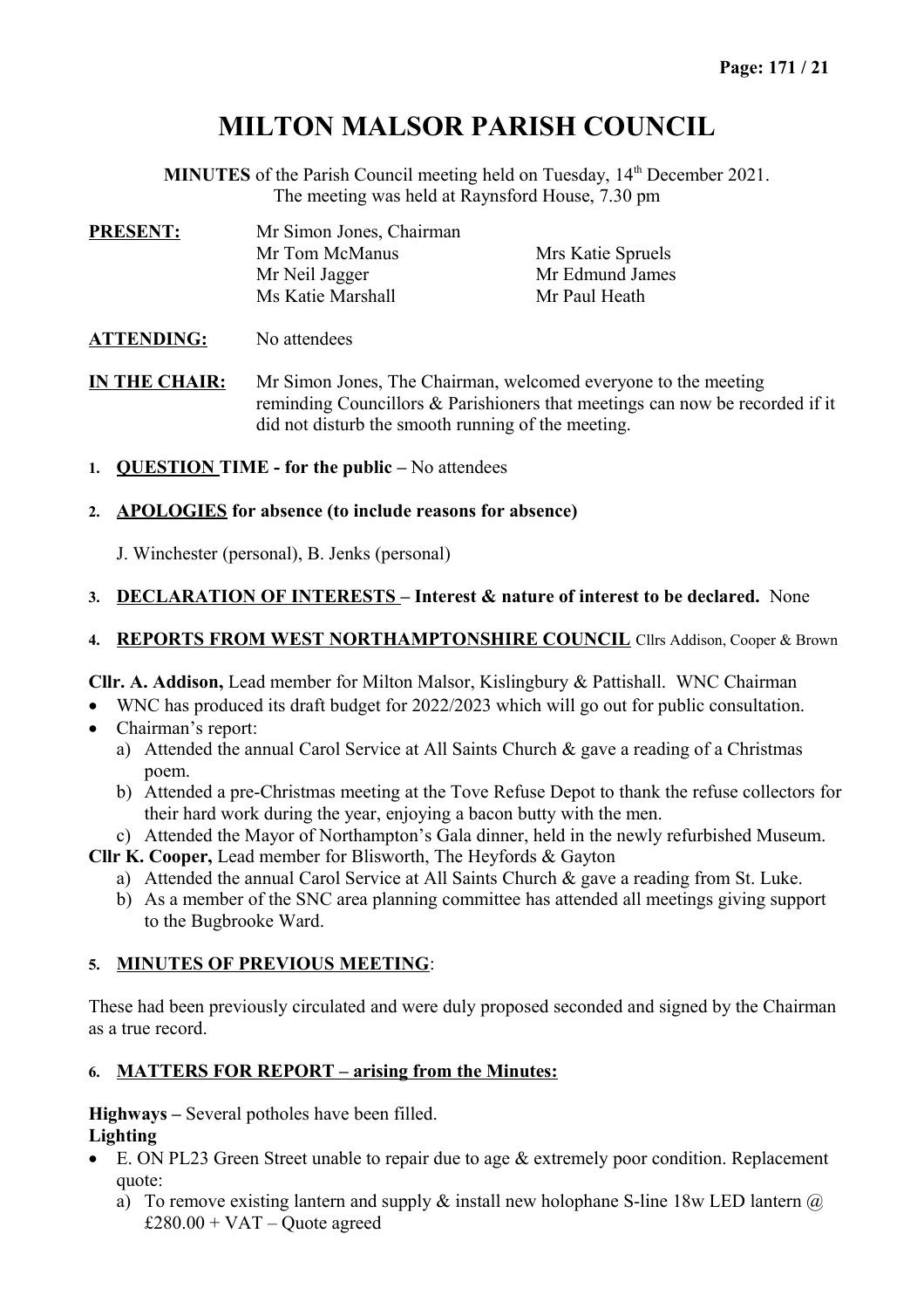# MILTON MALSOR PARISH COUNCIL

**MINUTES** of the Parish Council meeting held on Tuesday, 14th December 2021.
The meeting was held at Raynsford House, 7.30 pm

**PRESENT:** Mr Simon Jones, Chairman
Mr Tom McManus
Mrs Katie Spruels
Mr Neil Jagger
Mr Edmund James
Ms Katie Marshall
Mr Paul Heath

**ATTENDING:** No attendees

**IN THE CHAIR:** Mr Simon Jones, The Chairman, welcomed everyone to the meeting reminding Councillors & Parishioners that meetings can now be recorded if it did not disturb the smooth running of the meeting.

1. **QUESTION TIME - for the public –** No attendees

2. **APOLOGIES for absence (to include reasons for absence)**

   J. Winchester (personal), B. Jenks (personal)

3. **DECLARATION OF INTERESTS – Interest & nature of interest to be declared.** None

4. **REPORTS FROM WEST NORTHAMPTONSHIRE COUNCIL** Cllrs Addison, Cooper & Brown

**Cllr. A. Addison,** Lead member for Milton Malsor, Kislingbury & Pattishall. WNC Chairman

- WNC has produced its draft budget for 2022/2023 which will go out for public consultation.
- Chairman's report:
  a) Attended the annual Carol Service at All Saints Church & gave a reading of a Christmas poem.
  b) Attended a pre-Christmas meeting at the Tove Refuse Depot to thank the refuse collectors for their hard work during the year, enjoying a bacon butty with the men.
  c) Attended the Mayor of Northampton's Gala dinner, held in the newly refurbished Museum.

**Cllr K. Cooper,** Lead member for Blisworth, The Heyfords & Gayton

a) Attended the annual Carol Service at All Saints Church & gave a reading from St. Luke.
b) As a member of the SNC area planning committee has attended all meetings giving support to the Bugbrooke Ward.

5. **MINUTES OF PREVIOUS MEETING**:

These had been previously circulated and were duly proposed seconded and signed by the Chairman as a true record.

6. **MATTERS FOR REPORT – arising from the Minutes:**

**Highways –** Several potholes have been filled.

**Lighting**

- E. ON PL23 Green Street unable to repair due to age & extremely poor condition. Replacement quote:
  a) To remove existing lantern and supply & install new holophane S-line 18w LED lantern @ £280.00 + VAT – Quote agreed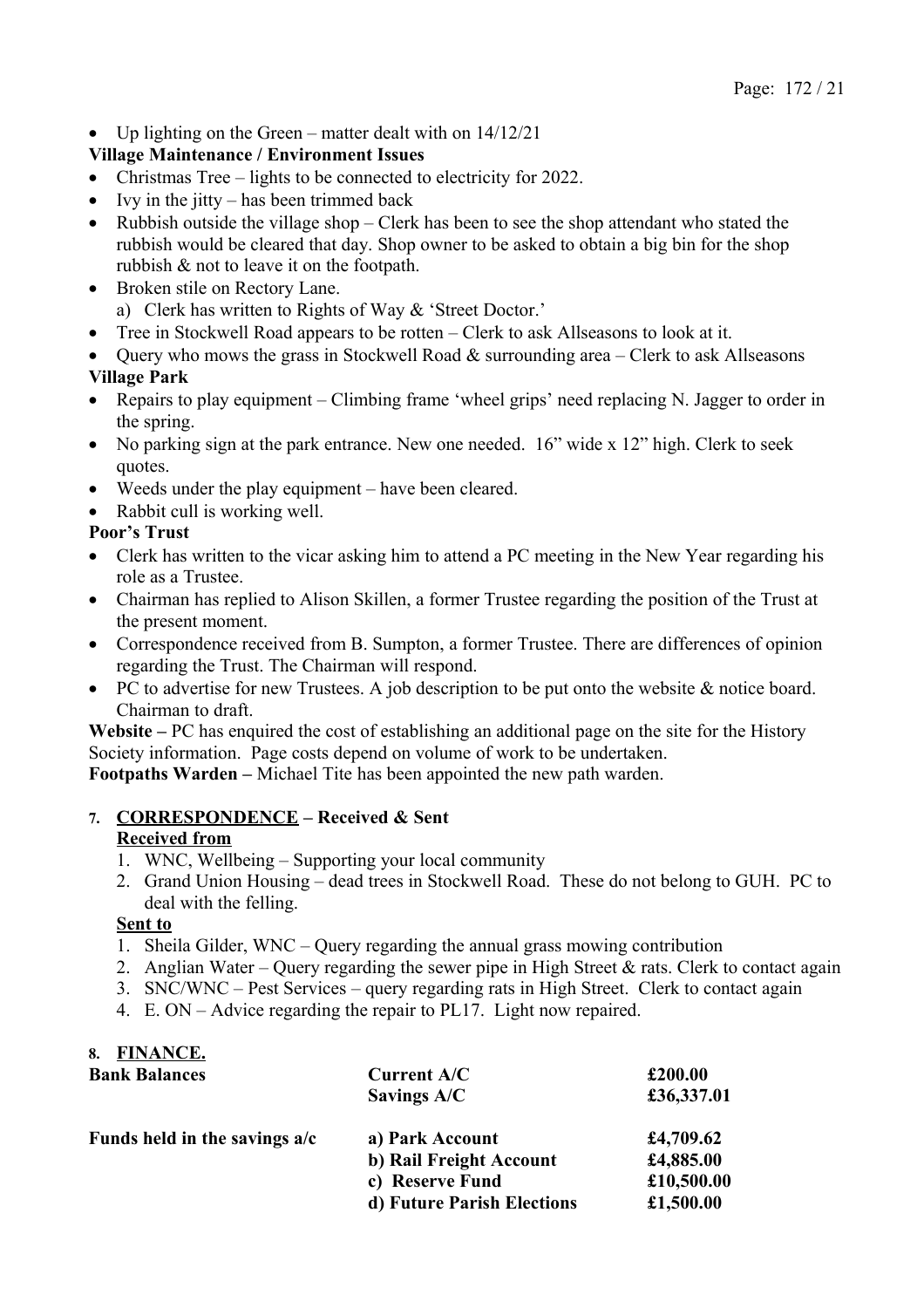- Up lighting on the Green – matter dealt with on 14/12/21

**Village Maintenance / Environment Issues**

- Christmas Tree – lights to be connected to electricity for 2022.
- Ivy in the jitty – has been trimmed back
- Rubbish outside the village shop – Clerk has been to see the shop attendant who stated the rubbish would be cleared that day. Shop owner to be asked to obtain a big bin for the shop rubbish & not to leave it on the footpath.
- Broken stile on Rectory Lane.
  a) Clerk has written to Rights of Way & 'Street Doctor.'
- Tree in Stockwell Road appears to be rotten – Clerk to ask Allseasons to look at it.
- Query who mows the grass in Stockwell Road & surrounding area – Clerk to ask Allseasons

**Village Park**

- Repairs to play equipment – Climbing frame 'wheel grips' need replacing N. Jagger to order in the spring.
- No parking sign at the park entrance. New one needed. 16" wide x 12" high. Clerk to seek quotes.
- Weeds under the play equipment – have been cleared.
- Rabbit cull is working well.

**Poor's Trust**

- Clerk has written to the vicar asking him to attend a PC meeting in the New Year regarding his role as a Trustee.
- Chairman has replied to Alison Skillen, a former Trustee regarding the position of the Trust at the present moment.
- Correspondence received from B. Sumpton, a former Trustee. There are differences of opinion regarding the Trust. The Chairman will respond.
- PC to advertise for new Trustees. A job description to be put onto the website & notice board. Chairman to draft.

**Website –** PC has enquired the cost of establishing an additional page on the site for the History Society information. Page costs depend on volume of work to be undertaken.

**Footpaths Warden –** Michael Tite has been appointed the new path warden.

## 7. CORRESPONDENCE – Received & Sent

**Received from**

1. WNC, Wellbeing – Supporting your local community
2. Grand Union Housing – dead trees in Stockwell Road. These do not belong to GUH. PC to deal with the felling.

**Sent to**

1. Sheila Gilder, WNC – Query regarding the annual grass mowing contribution
2. Anglian Water – Query regarding the sewer pipe in High Street & rats. Clerk to contact again
3. SNC/WNC – Pest Services – query regarding rats in High Street. Clerk to contact again
4. E. ON – Advice regarding the repair to PL17. Light now repaired.

## 8. FINANCE.

| | | |
|---|---|---|
| **Bank Balances** | **Current A/C** | **£200.00** |
| | **Savings A/C** | **£36,337.01** |
| **Funds held in the savings a/c** | **a) Park Account** | **£4,709.62** |
| | **b) Rail Freight Account** | **£4,885.00** |
| | **c) Reserve Fund** | **£10,500.00** |
| | **d) Future Parish Elections** | **£1,500.00** |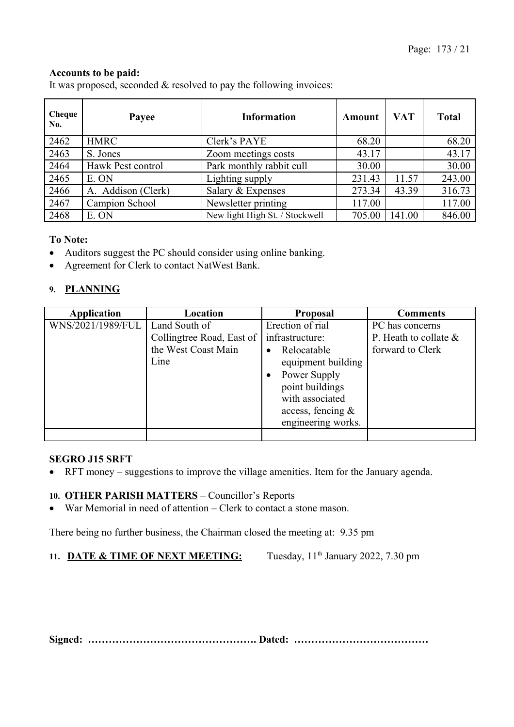**Accounts to be paid:**

It was proposed, seconded & resolved to pay the following invoices:

| Cheque No. | Payee | Information | Amount | VAT | Total |
|---|---|---|---|---|---|
| 2462 | HMRC | Clerk's PAYE | 68.20 | | 68.20 |
| 2463 | S. Jones | Zoom meetings costs | 43.17 | | 43.17 |
| 2464 | Hawk Pest control | Park monthly rabbit cull | 30.00 | | 30.00 |
| 2465 | E. ON | Lighting supply | 231.43 | 11.57 | 243.00 |
| 2466 | A. Addison (Clerk) | Salary & Expenses | 273.34 | 43.39 | 316.73 |
| 2467 | Campion School | Newsletter printing | 117.00 | | 117.00 |
| 2468 | E. ON | New light High St. / Stockwell | 705.00 | 141.00 | 846.00 |

**To Note:**

- Auditors suggest the PC should consider using online banking.
- Agreement for Clerk to contact NatWest Bank.

## 9. PLANNING

| Application | Location | Proposal | Comments |
|---|---|---|---|
| WNS/2021/1989/FUL | Land South of Collingtree Road, East of the West Coast Main Line | Erection of rial infrastructure: • Relocatable equipment building • Power Supply point buildings with associated access, fencing & engineering works. | PC has concerns P. Heath to collate & forward to Clerk |
| | | | |

**SEGRO J15 SRFT**

- RFT money – suggestions to improve the village amenities. Item for the January agenda.

## 10. OTHER PARISH MATTERS – Councillor's Reports

- War Memorial in need of attention – Clerk to contact a stone mason.

There being no further business, the Chairman closed the meeting at: 9.35 pm

## 11. DATE & TIME OF NEXT MEETING: Tuesday, 11th January 2022, 7.30 pm

**Signed: …………………………………………. Dated: …………………………………**